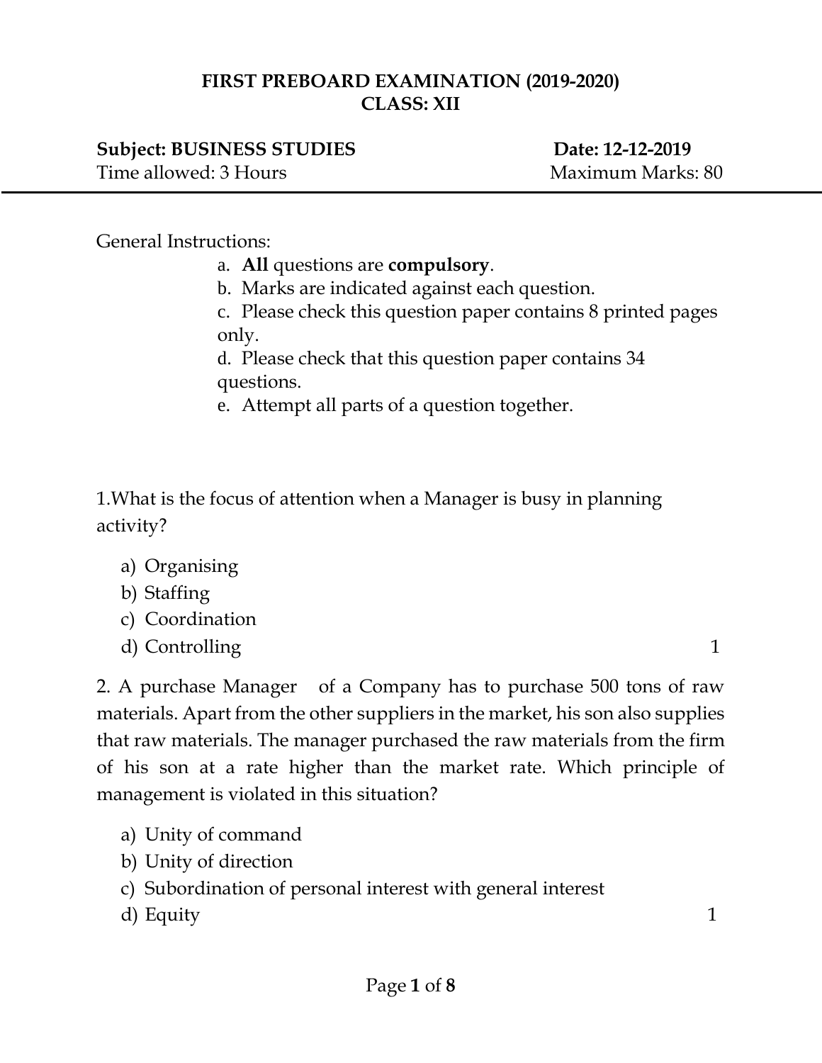# FIRST PREBOARD EXAMINATION (2019-2020)
## CLASS: XII

**Subject: BUSINESS STUDIES** **Date: 12-12-2019**
Time allowed: 3 Hours Maximum Marks: 80

---

General Instructions:

a. **All** questions are **compulsory**.
b. Marks are indicated against each question.
c. Please check this question paper contains 8 printed pages only.
d. Please check that this question paper contains 34 questions.
e. Attempt all parts of a question together.

1.What is the focus of attention when a Manager is busy in planning activity?

a) Organising
b) Staffing
c) Coordination
d) Controlling 1

2. A purchase Manager of a Company has to purchase 500 tons of raw materials. Apart from the other suppliers in the market, his son also supplies that raw materials. The manager purchased the raw materials from the firm of his son at a rate higher than the market rate. Which principle of management is violated in this situation?

a) Unity of command
b) Unity of direction
c) Subordination of personal interest with general interest
d) Equity 1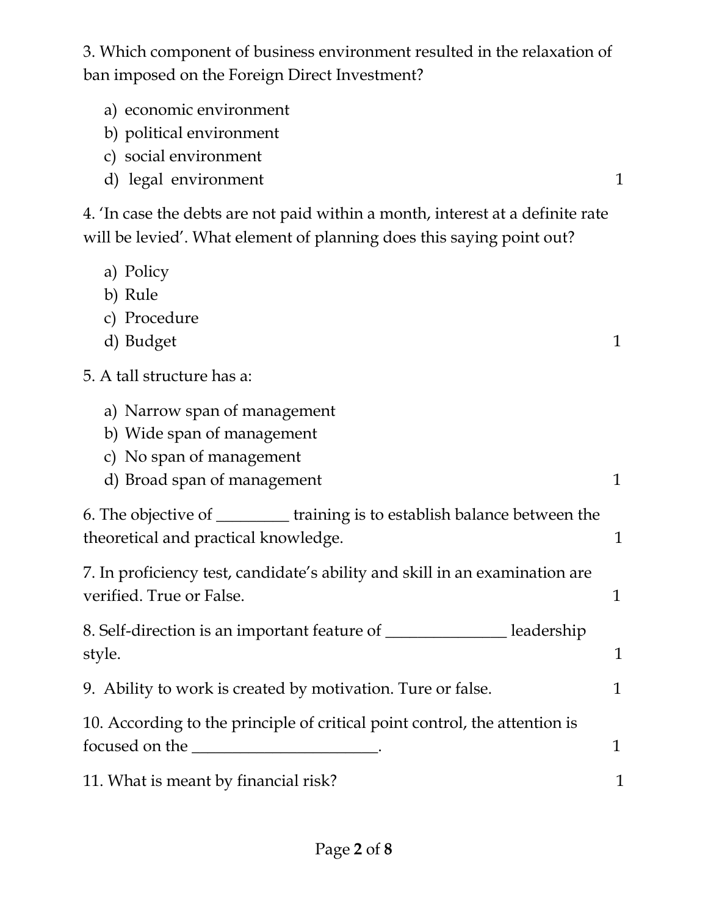3. Which component of business environment resulted in the relaxation of ban imposed on the Foreign Direct Investment?

a) economic environment
b) political environment
c) social environment
d) legal environment 1

4. 'In case the debts are not paid within a month, interest at a definite rate will be levied'. What element of planning does this saying point out?

a) Policy
b) Rule
c) Procedure
d) Budget 1

5. A tall structure has a:

a) Narrow span of management
b) Wide span of management
c) No span of management
d) Broad span of management 1

6. The objective of _________ training is to establish balance between the theoretical and practical knowledge. 1

7. In proficiency test, candidate's ability and skill in an examination are verified. True or False. 1

8. Self-direction is an important feature of _______________ leadership style. 1

9. Ability to work is created by motivation. Ture or false. 1

10. According to the principle of critical point control, the attention is focused on the _______________________. 1

11. What is meant by financial risk? 1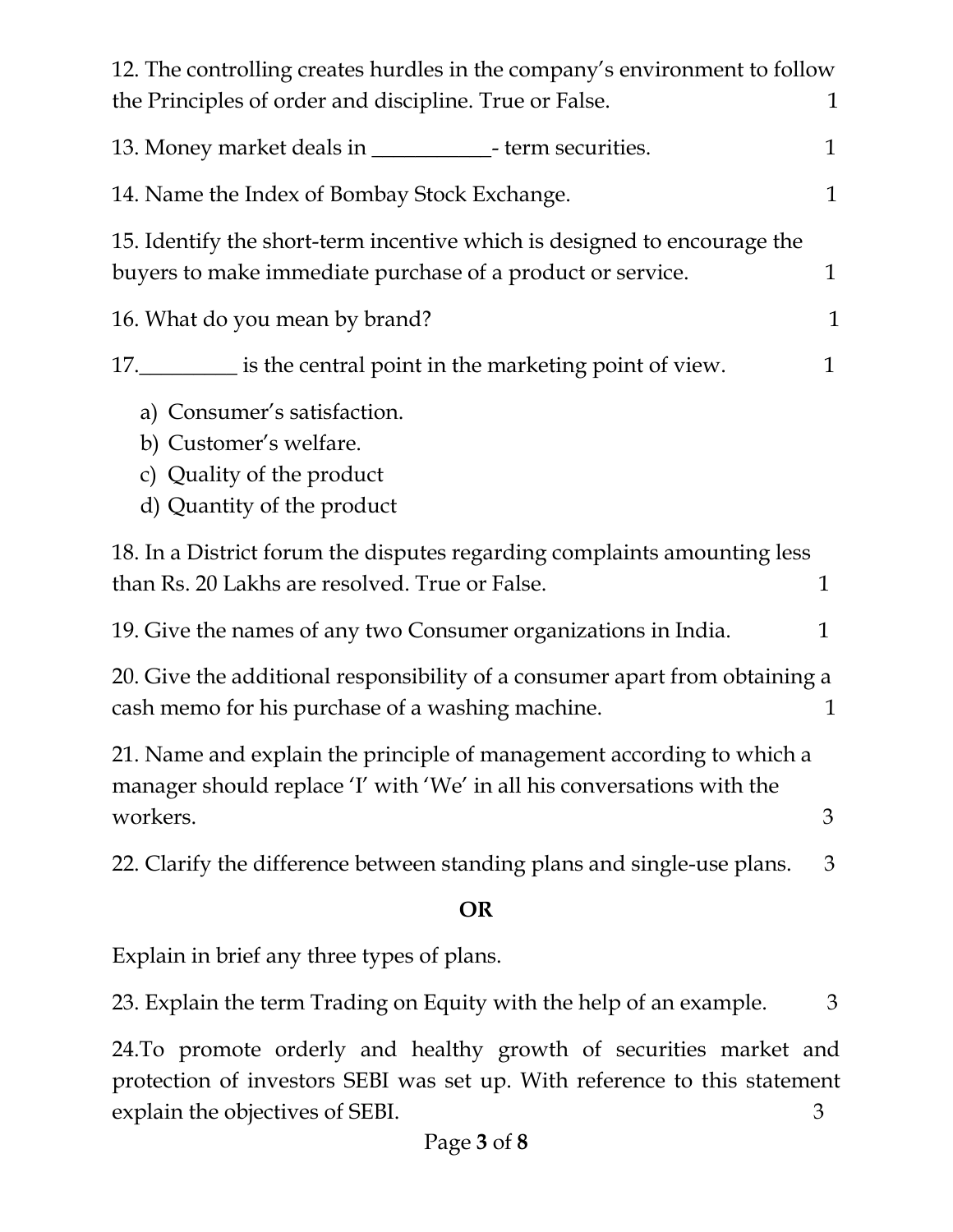12. The controlling creates hurdles in the company's environment to follow the Principles of order and discipline. True or False. 1

13. Money market deals in ___________- term securities. 1

14. Name the Index of Bombay Stock Exchange. 1

15. Identify the short-term incentive which is designed to encourage the buyers to make immediate purchase of a product or service. 1

16. What do you mean by brand? 1

17._________ is the central point in the marketing point of view. 1

a) Consumer's satisfaction.
b) Customer's welfare.
c) Quality of the product
d) Quantity of the product

18. In a District forum the disputes regarding complaints amounting less than Rs. 20 Lakhs are resolved. True or False. 1

19. Give the names of any two Consumer organizations in India. 1

20. Give the additional responsibility of a consumer apart from obtaining a cash memo for his purchase of a washing machine. 1

21. Name and explain the principle of management according to which a manager should replace 'I' with 'We' in all his conversations with the workers. 3

22. Clarify the difference between standing plans and single-use plans. 3

**OR**

Explain in brief any three types of plans.

23. Explain the term Trading on Equity with the help of an example. 3

24. To promote orderly and healthy growth of securities market and protection of investors SEBI was set up. With reference to this statement explain the objectives of SEBI. 3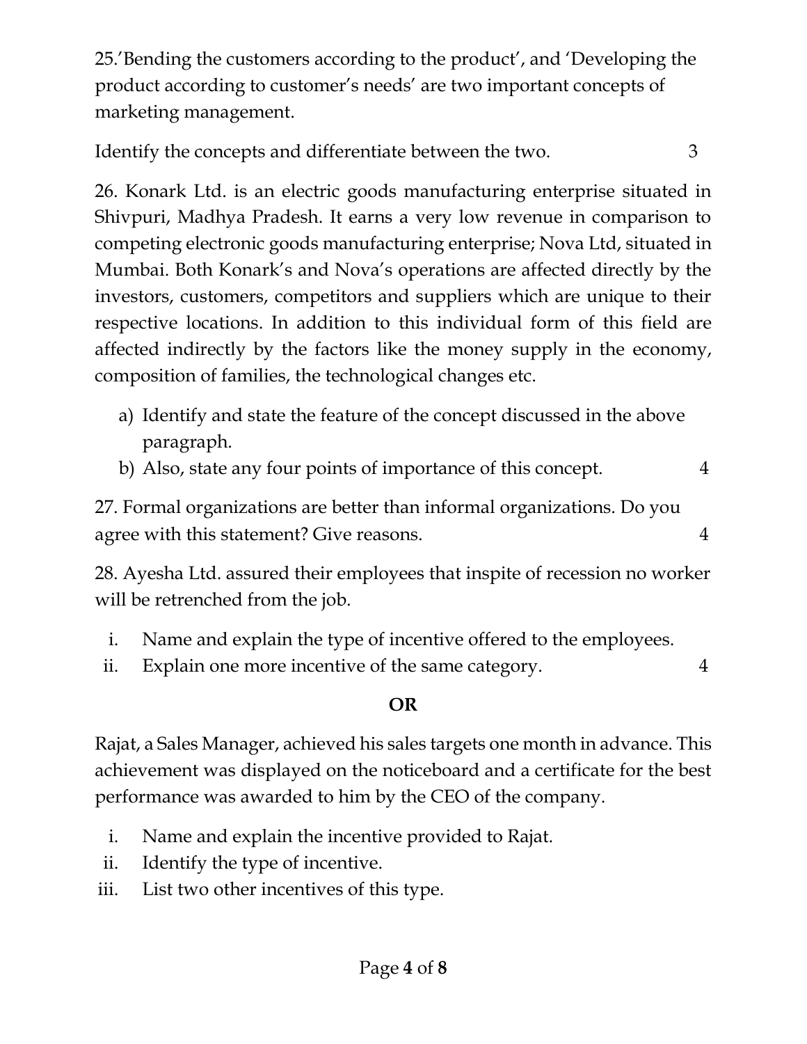25.'Bending the customers according to the product', and 'Developing the product according to customer's needs' are two important concepts of marketing management.

Identify the concepts and differentiate between the two. 3

26. Konark Ltd. is an electric goods manufacturing enterprise situated in Shivpuri, Madhya Pradesh. It earns a very low revenue in comparison to competing electronic goods manufacturing enterprise; Nova Ltd, situated in Mumbai. Both Konark's and Nova's operations are affected directly by the investors, customers, competitors and suppliers which are unique to their respective locations. In addition to this individual form of this field are affected indirectly by the factors like the money supply in the economy, composition of families, the technological changes etc.

a) Identify and state the feature of the concept discussed in the above paragraph.
b) Also, state any four points of importance of this concept. 4

27. Formal organizations are better than informal organizations. Do you agree with this statement? Give reasons. 4

28. Ayesha Ltd. assured their employees that inspite of recession no worker will be retrenched from the job.

i. Name and explain the type of incentive offered to the employees.
ii. Explain one more incentive of the same category. 4

**OR**

Rajat, a Sales Manager, achieved his sales targets one month in advance. This achievement was displayed on the noticeboard and a certificate for the best performance was awarded to him by the CEO of the company.

i. Name and explain the incentive provided to Rajat.
ii. Identify the type of incentive.
iii. List two other incentives of this type.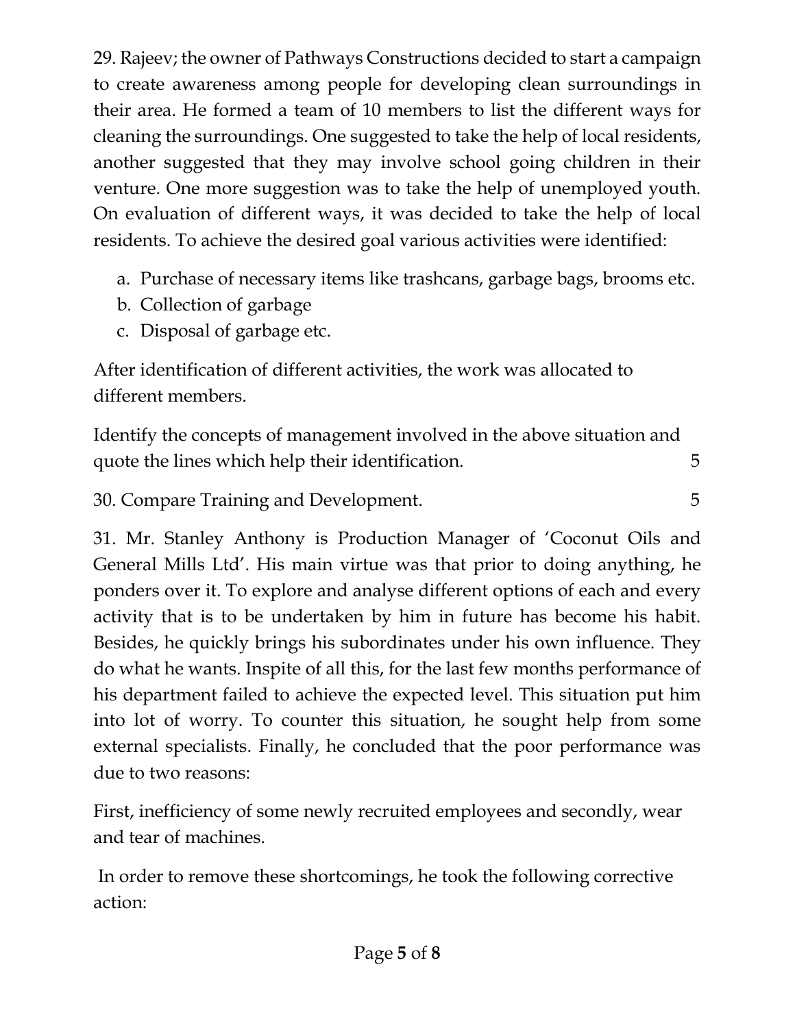29. Rajeev; the owner of Pathways Constructions decided to start a campaign to create awareness among people for developing clean surroundings in their area. He formed a team of 10 members to list the different ways for cleaning the surroundings. One suggested to take the help of local residents, another suggested that they may involve school going children in their venture. One more suggestion was to take the help of unemployed youth. On evaluation of different ways, it was decided to take the help of local residents. To achieve the desired goal various activities were identified:

a. Purchase of necessary items like trashcans, garbage bags, brooms etc.
b. Collection of garbage
c. Disposal of garbage etc.

After identification of different activities, the work was allocated to different members.

Identify the concepts of management involved in the above situation and quote the lines which help their identification. 5

30. Compare Training and Development. 5

31. Mr. Stanley Anthony is Production Manager of 'Coconut Oils and General Mills Ltd'. His main virtue was that prior to doing anything, he ponders over it. To explore and analyse different options of each and every activity that is to be undertaken by him in future has become his habit. Besides, he quickly brings his subordinates under his own influence. They do what he wants. Inspite of all this, for the last few months performance of his department failed to achieve the expected level. This situation put him into lot of worry. To counter this situation, he sought help from some external specialists. Finally, he concluded that the poor performance was due to two reasons:

First, inefficiency of some newly recruited employees and secondly, wear and tear of machines.

In order to remove these shortcomings, he took the following corrective action: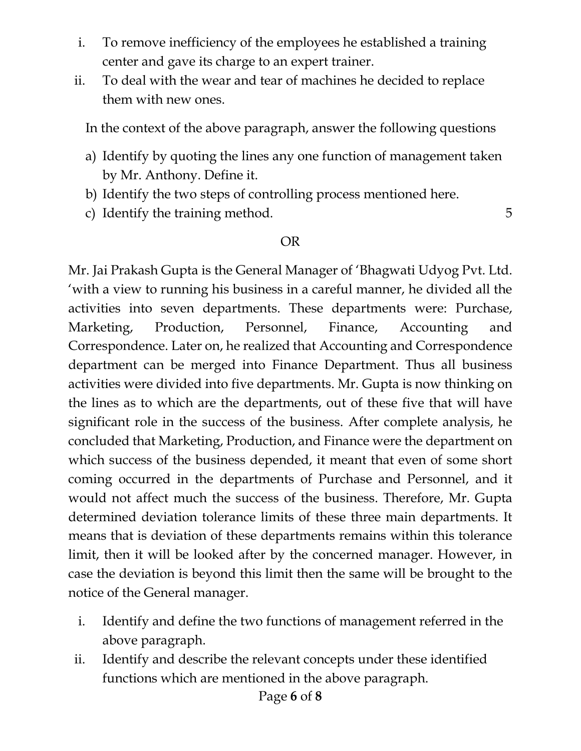i. To remove inefficiency of the employees he established a training center and gave its charge to an expert trainer.
ii. To deal with the wear and tear of machines he decided to replace them with new ones.

In the context of the above paragraph, answer the following questions

a) Identify by quoting the lines any one function of management taken by Mr. Anthony. Define it.
b) Identify the two steps of controlling process mentioned here.
c) Identify the training method. 5

OR

Mr. Jai Prakash Gupta is the General Manager of 'Bhagwati Udyog Pvt. Ltd. 'with a view to running his business in a careful manner, he divided all the activities into seven departments. These departments were: Purchase, Marketing, Production, Personnel, Finance, Accounting and Correspondence. Later on, he realized that Accounting and Correspondence department can be merged into Finance Department. Thus all business activities were divided into five departments. Mr. Gupta is now thinking on the lines as to which are the departments, out of these five that will have significant role in the success of the business. After complete analysis, he concluded that Marketing, Production, and Finance were the department on which success of the business depended, it meant that even of some short coming occurred in the departments of Purchase and Personnel, and it would not affect much the success of the business. Therefore, Mr. Gupta determined deviation tolerance limits of these three main departments. It means that is deviation of these departments remains within this tolerance limit, then it will be looked after by the concerned manager. However, in case the deviation is beyond this limit then the same will be brought to the notice of the General manager.

i. Identify and define the two functions of management referred in the above paragraph.
ii. Identify and describe the relevant concepts under these identified functions which are mentioned in the above paragraph.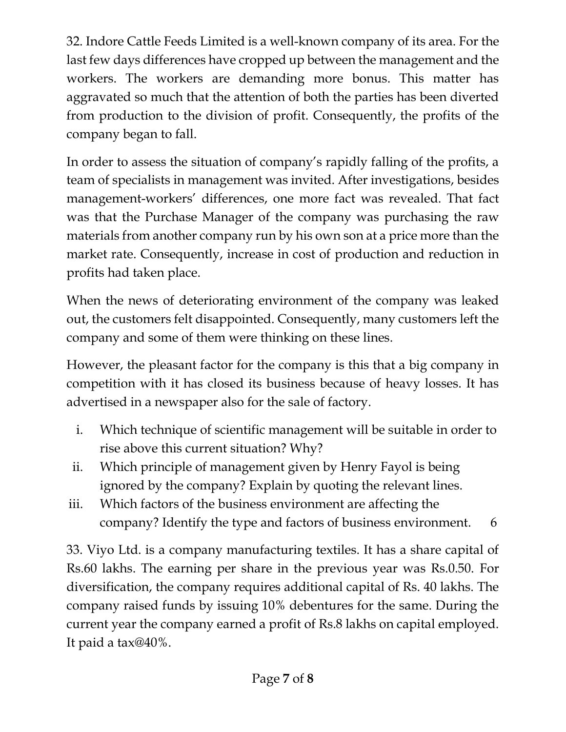32. Indore Cattle Feeds Limited is a well-known company of its area. For the last few days differences have cropped up between the management and the workers. The workers are demanding more bonus. This matter has aggravated so much that the attention of both the parties has been diverted from production to the division of profit. Consequently, the profits of the company began to fall.

In order to assess the situation of company's rapidly falling of the profits, a team of specialists in management was invited. After investigations, besides management-workers' differences, one more fact was revealed. That fact was that the Purchase Manager of the company was purchasing the raw materials from another company run by his own son at a price more than the market rate. Consequently, increase in cost of production and reduction in profits had taken place.

When the news of deteriorating environment of the company was leaked out, the customers felt disappointed. Consequently, many customers left the company and some of them were thinking on these lines.

However, the pleasant factor for the company is this that a big company in competition with it has closed its business because of heavy losses. It has advertised in a newspaper also for the sale of factory.

i. Which technique of scientific management will be suitable in order to rise above this current situation? Why?
ii. Which principle of management given by Henry Fayol is being ignored by the company? Explain by quoting the relevant lines.
iii. Which factors of the business environment are affecting the company? Identify the type and factors of business environment. 6

33. Viyo Ltd. is a company manufacturing textiles. It has a share capital of Rs.60 lakhs. The earning per share in the previous year was Rs.0.50. For diversification, the company requires additional capital of Rs. 40 lakhs. The company raised funds by issuing 10% debentures for the same. During the current year the company earned a profit of Rs.8 lakhs on capital employed. It paid a tax@40%.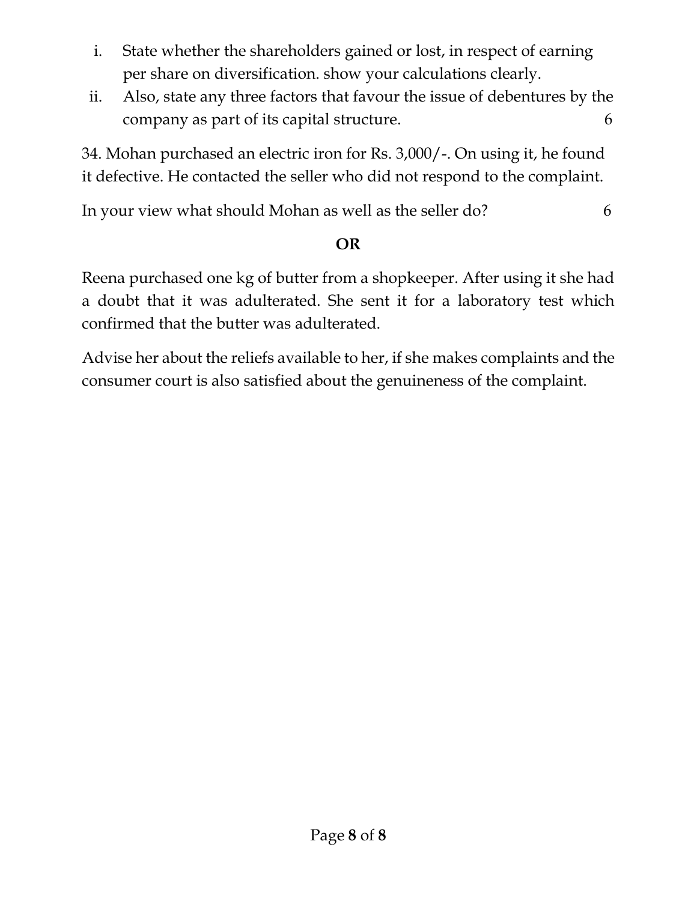i. State whether the shareholders gained or lost, in respect of earning per share on diversification. show your calculations clearly.

ii. Also, state any three factors that favour the issue of debentures by the company as part of its capital structure. 6

34. Mohan purchased an electric iron for Rs. 3,000/-. On using it, he found it defective. He contacted the seller who did not respond to the complaint.

In your view what should Mohan as well as the seller do? 6

**OR**

Reena purchased one kg of butter from a shopkeeper. After using it she had a doubt that it was adulterated. She sent it for a laboratory test which confirmed that the butter was adulterated.

Advise her about the reliefs available to her, if she makes complaints and the consumer court is also satisfied about the genuineness of the complaint.